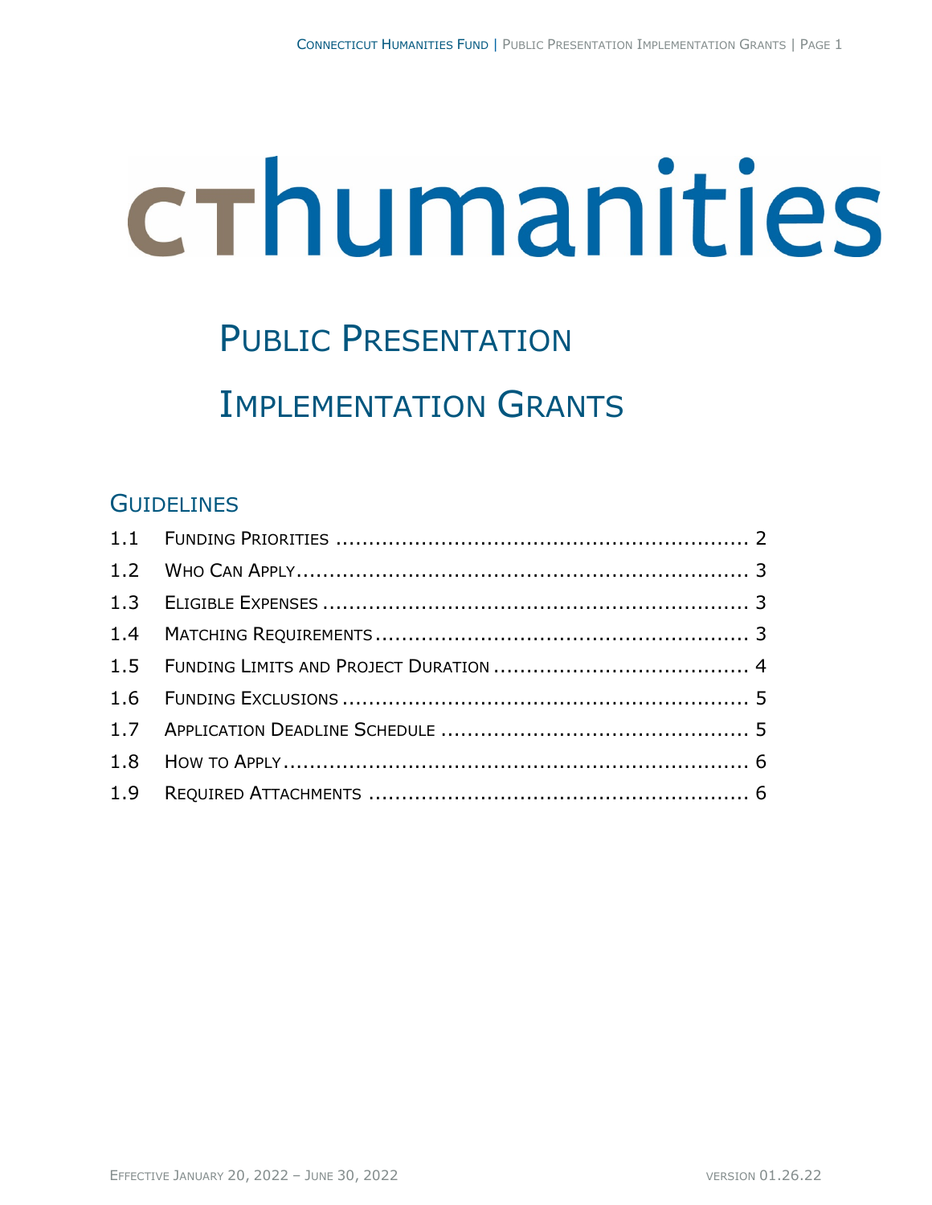cthumanities

# Public Presentation Implementation Grants

## Guidelines

1.1 Funding Priorities .......... 2
1.2 Who Can Apply .......... 3
1.3 Eligible Expenses .......... 3
1.4 Matching Requirements .......... 3
1.5 Funding Limits and Project Duration .......... 4
1.6 Funding Exclusions .......... 5
1.7 Application Deadline Schedule .......... 5
1.8 How to Apply .......... 6
1.9 Required Attachments .......... 6

Effective January 20, 2022 – June 30, 2022

version 01.26.22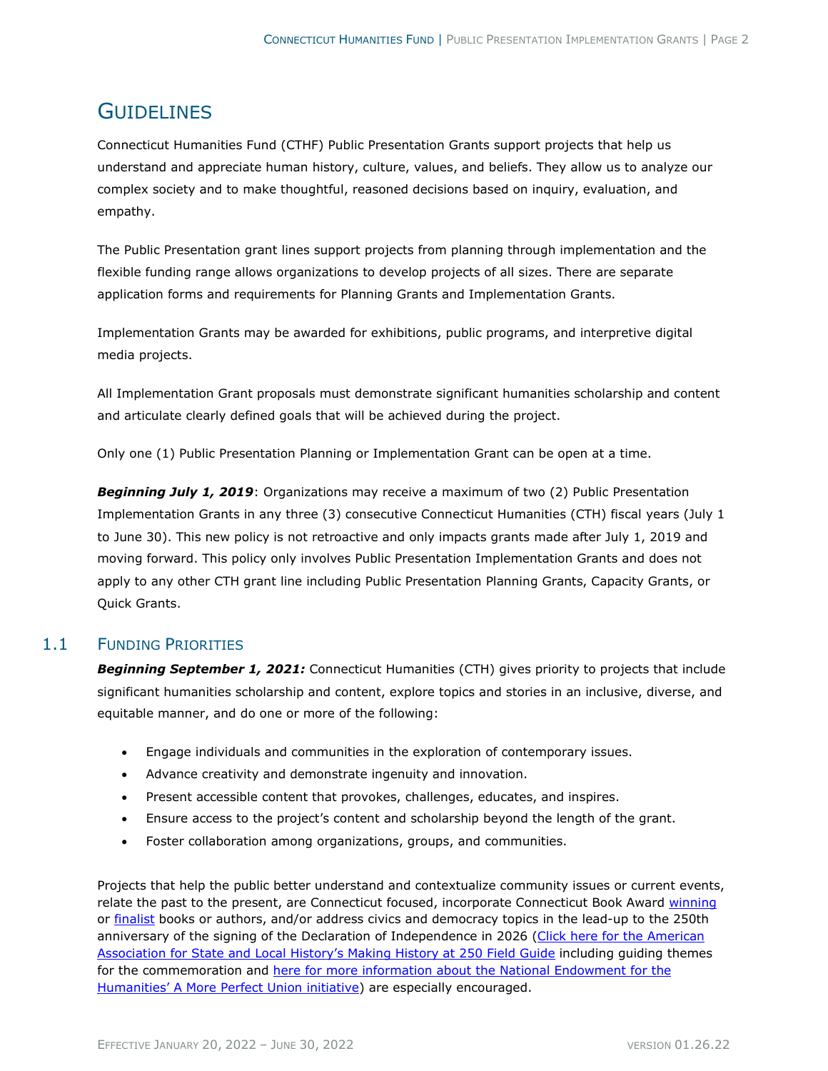# Guidelines

Connecticut Humanities Fund (CTHF) Public Presentation Grants support projects that help us understand and appreciate human history, culture, values, and beliefs. They allow us to analyze our complex society and to make thoughtful, reasoned decisions based on inquiry, evaluation, and empathy.

The Public Presentation grant lines support projects from planning through implementation and the flexible funding range allows organizations to develop projects of all sizes. There are separate application forms and requirements for Planning Grants and Implementation Grants.

Implementation Grants may be awarded for exhibitions, public programs, and interpretive digital media projects.

All Implementation Grant proposals must demonstrate significant humanities scholarship and content and articulate clearly defined goals that will be achieved during the project.

Only one (1) Public Presentation Planning or Implementation Grant can be open at a time.

***Beginning July 1, 2019***: Organizations may receive a maximum of two (2) Public Presentation Implementation Grants in any three (3) consecutive Connecticut Humanities (CTH) fiscal years (July 1 to June 30). This new policy is not retroactive and only impacts grants made after July 1, 2019 and moving forward. This policy only involves Public Presentation Implementation Grants and does not apply to any other CTH grant line including Public Presentation Planning Grants, Capacity Grants, or Quick Grants.

## 1.1 Funding Priorities

***Beginning September 1, 2021:*** Connecticut Humanities (CTH) gives priority to projects that include significant humanities scholarship and content, explore topics and stories in an inclusive, diverse, and equitable manner, and do one or more of the following:

- Engage individuals and communities in the exploration of contemporary issues.
- Advance creativity and demonstrate ingenuity and innovation.
- Present accessible content that provokes, challenges, educates, and inspires.
- Ensure access to the project's content and scholarship beyond the length of the grant.
- Foster collaboration among organizations, groups, and communities.

Projects that help the public better understand and contextualize community issues or current events, relate the past to the present, are Connecticut focused, incorporate Connecticut Book Award winning or finalist books or authors, and/or address civics and democracy topics in the lead-up to the 250th anniversary of the signing of the Declaration of Independence in 2026 (Click here for the American Association for State and Local History's Making History at 250 Field Guide including guiding themes for the commemoration and here for more information about the National Endowment for the Humanities' A More Perfect Union initiative) are especially encouraged.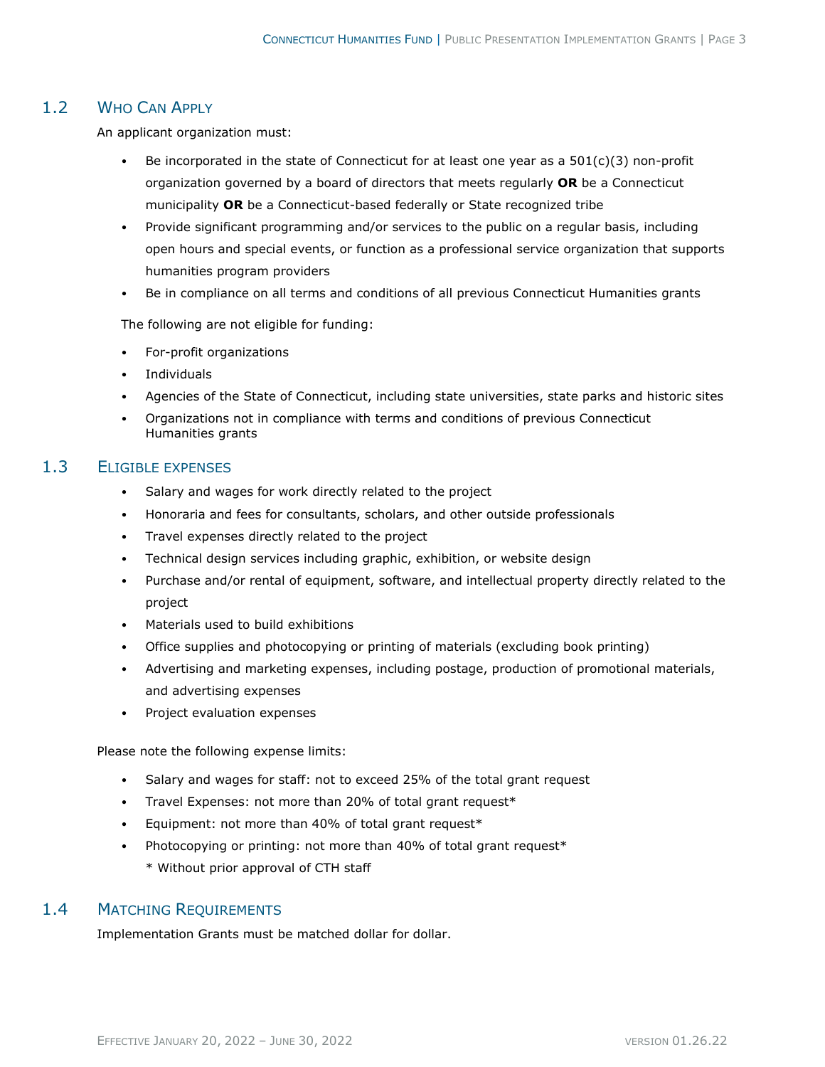## 1.2 Who Can Apply

An applicant organization must:

- Be incorporated in the state of Connecticut for at least one year as a 501(c)(3) non-profit organization governed by a board of directors that meets regularly **OR** be a Connecticut municipality **OR** be a Connecticut-based federally or State recognized tribe
- Provide significant programming and/or services to the public on a regular basis, including open hours and special events, or function as a professional service organization that supports humanities program providers
- Be in compliance on all terms and conditions of all previous Connecticut Humanities grants

The following are not eligible for funding:

- For-profit organizations
- Individuals
- Agencies of the State of Connecticut, including state universities, state parks and historic sites
- Organizations not in compliance with terms and conditions of previous Connecticut Humanities grants

## 1.3 Eligible expenses

- Salary and wages for work directly related to the project
- Honoraria and fees for consultants, scholars, and other outside professionals
- Travel expenses directly related to the project
- Technical design services including graphic, exhibition, or website design
- Purchase and/or rental of equipment, software, and intellectual property directly related to the project
- Materials used to build exhibitions
- Office supplies and photocopying or printing of materials (excluding book printing)
- Advertising and marketing expenses, including postage, production of promotional materials, and advertising expenses
- Project evaluation expenses

Please note the following expense limits:

- Salary and wages for staff: not to exceed 25% of the total grant request
- Travel Expenses: not more than 20% of total grant request*
- Equipment: not more than 40% of total grant request*
- Photocopying or printing: not more than 40% of total grant request*
  * Without prior approval of CTH staff

## 1.4 Matching Requirements

Implementation Grants must be matched dollar for dollar.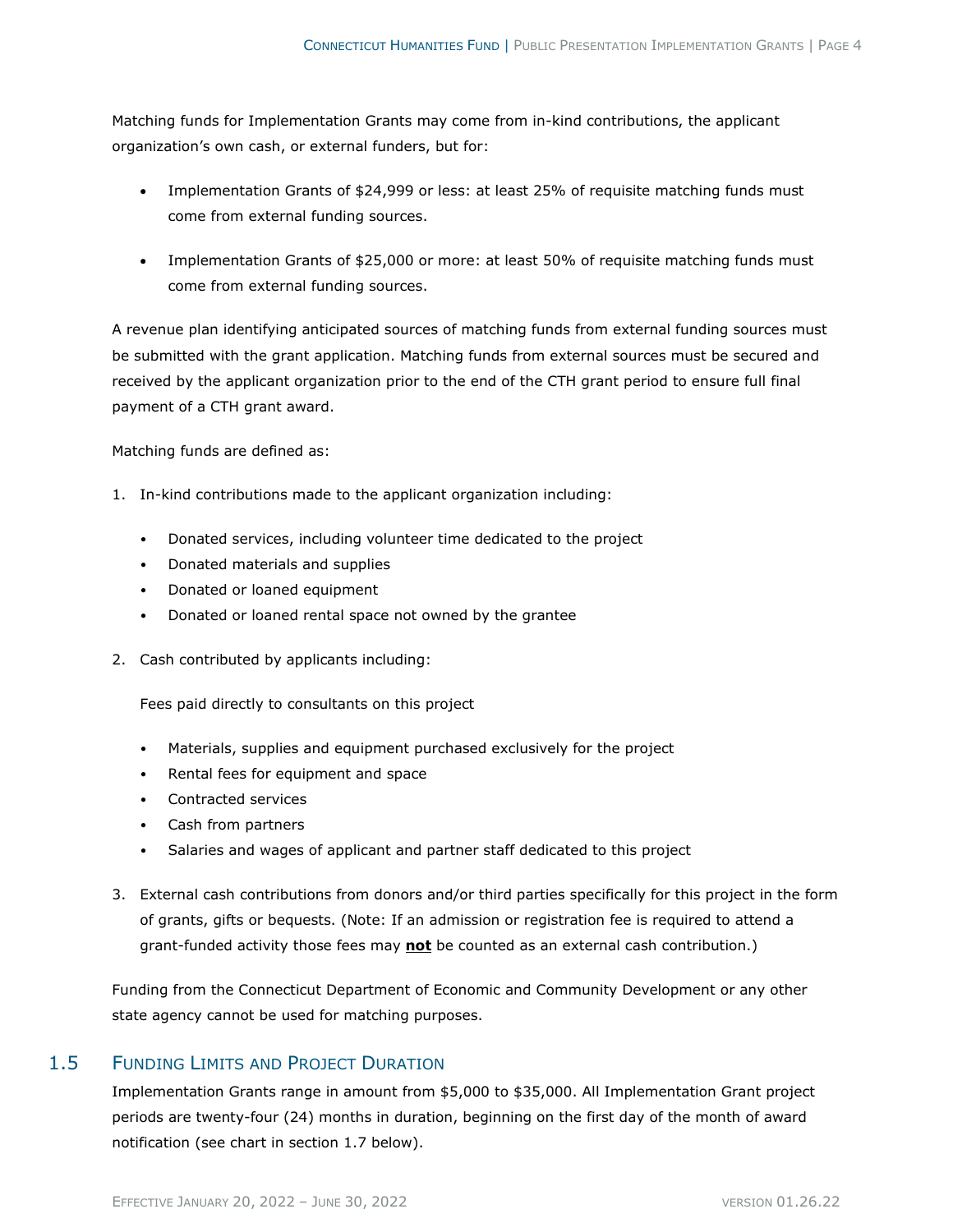Matching funds for Implementation Grants may come from in-kind contributions, the applicant organization's own cash, or external funders, but for:

- Implementation Grants of $24,999 or less: at least 25% of requisite matching funds must come from external funding sources.

- Implementation Grants of $25,000 or more: at least 50% of requisite matching funds must come from external funding sources.

A revenue plan identifying anticipated sources of matching funds from external funding sources must be submitted with the grant application. Matching funds from external sources must be secured and received by the applicant organization prior to the end of the CTH grant period to ensure full final payment of a CTH grant award.

Matching funds are defined as:

1. In-kind contributions made to the applicant organization including:

   - Donated services, including volunteer time dedicated to the project
   - Donated materials and supplies
   - Donated or loaned equipment
   - Donated or loaned rental space not owned by the grantee

2. Cash contributed by applicants including:

   Fees paid directly to consultants on this project

   - Materials, supplies and equipment purchased exclusively for the project
   - Rental fees for equipment and space
   - Contracted services
   - Cash from partners
   - Salaries and wages of applicant and partner staff dedicated to this project

3. External cash contributions from donors and/or third parties specifically for this project in the form of grants, gifts or bequests. (Note: If an admission or registration fee is required to attend a grant-funded activity those fees may **not** be counted as an external cash contribution.)

Funding from the Connecticut Department of Economic and Community Development or any other state agency cannot be used for matching purposes.

## 1.5 Funding Limits and Project Duration

Implementation Grants range in amount from $5,000 to $35,000. All Implementation Grant project periods are twenty-four (24) months in duration, beginning on the first day of the month of award notification (see chart in section 1.7 below).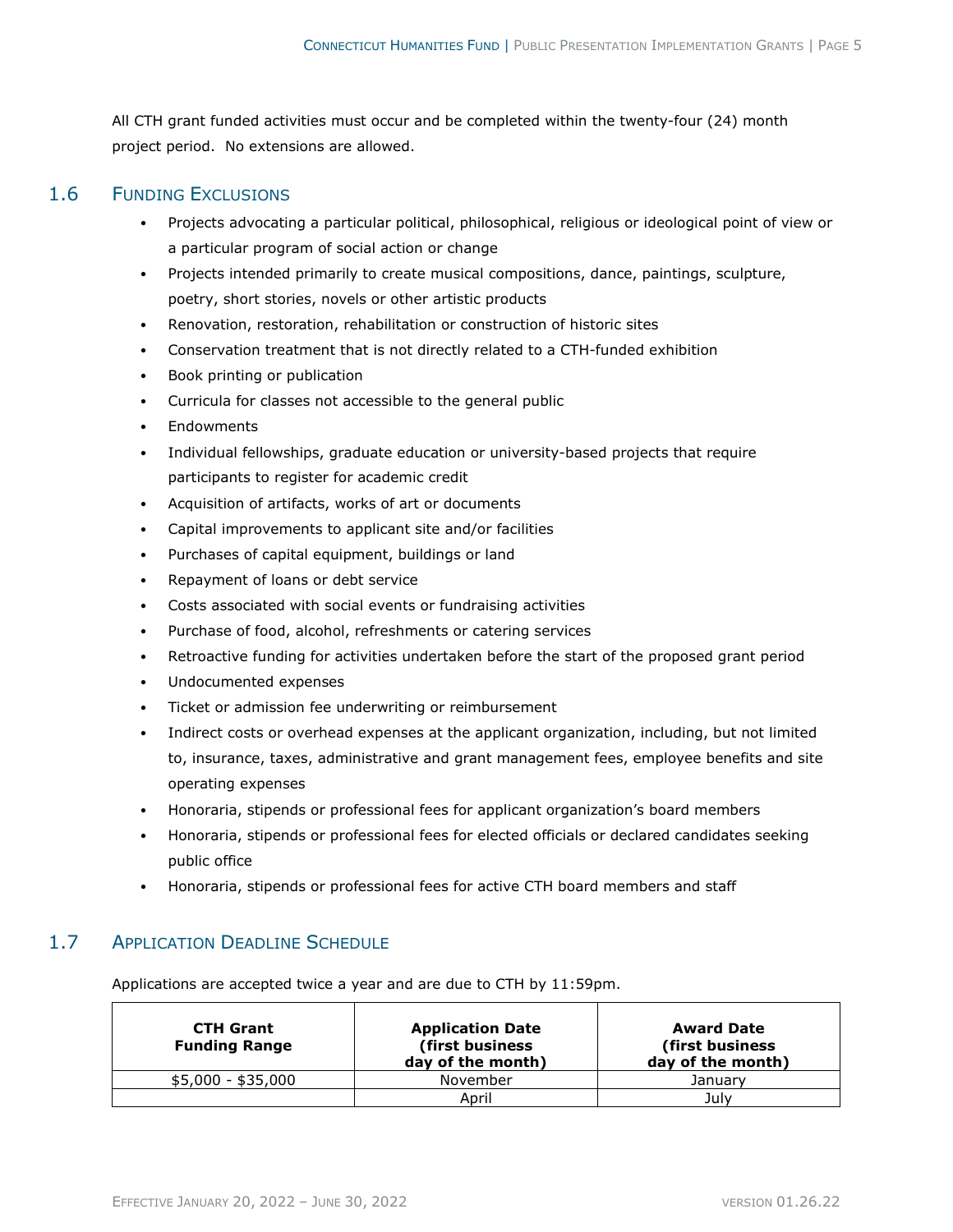All CTH grant funded activities must occur and be completed within the twenty-four (24) month project period. No extensions are allowed.

## 1.6 Funding Exclusions

- Projects advocating a particular political, philosophical, religious or ideological point of view or a particular program of social action or change
- Projects intended primarily to create musical compositions, dance, paintings, sculpture, poetry, short stories, novels or other artistic products
- Renovation, restoration, rehabilitation or construction of historic sites
- Conservation treatment that is not directly related to a CTH-funded exhibition
- Book printing or publication
- Curricula for classes not accessible to the general public
- Endowments
- Individual fellowships, graduate education or university-based projects that require participants to register for academic credit
- Acquisition of artifacts, works of art or documents
- Capital improvements to applicant site and/or facilities
- Purchases of capital equipment, buildings or land
- Repayment of loans or debt service
- Costs associated with social events or fundraising activities
- Purchase of food, alcohol, refreshments or catering services
- Retroactive funding for activities undertaken before the start of the proposed grant period
- Undocumented expenses
- Ticket or admission fee underwriting or reimbursement
- Indirect costs or overhead expenses at the applicant organization, including, but not limited to, insurance, taxes, administrative and grant management fees, employee benefits and site operating expenses
- Honoraria, stipends or professional fees for applicant organization's board members
- Honoraria, stipends or professional fees for elected officials or declared candidates seeking public office
- Honoraria, stipends or professional fees for active CTH board members and staff

## 1.7 Application Deadline Schedule

Applications are accepted twice a year and are due to CTH by 11:59pm.

| CTH Grant Funding Range | Application Date (first business day of the month) | Award Date (first business day of the month) |
|---|---|---|
| $5,000 - $35,000 | November | January |
| | April | July |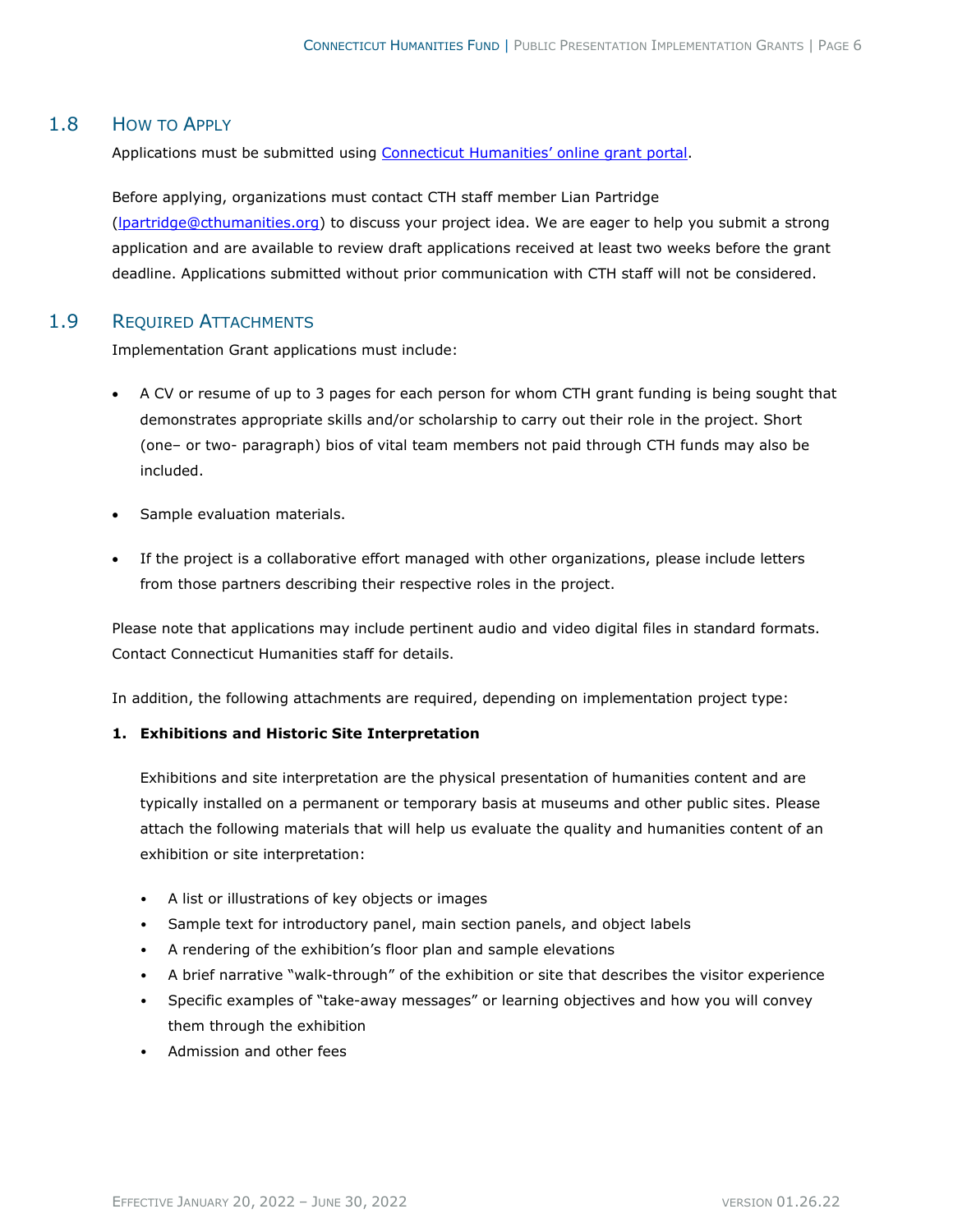## 1.8 How to Apply

Applications must be submitted using [Connecticut Humanities' online grant portal]().

Before applying, organizations must contact CTH staff member Lian Partridge ([lpartridge@cthumanities.org](mailto:lpartridge@cthumanities.org)) to discuss your project idea. We are eager to help you submit a strong application and are available to review draft applications received at least two weeks before the grant deadline. Applications submitted without prior communication with CTH staff will not be considered.

## 1.9 Required Attachments

Implementation Grant applications must include:

- A CV or resume of up to 3 pages for each person for whom CTH grant funding is being sought that demonstrates appropriate skills and/or scholarship to carry out their role in the project. Short (one– or two- paragraph) bios of vital team members not paid through CTH funds may also be included.
- Sample evaluation materials.
- If the project is a collaborative effort managed with other organizations, please include letters from those partners describing their respective roles in the project.

Please note that applications may include pertinent audio and video digital files in standard formats. Contact Connecticut Humanities staff for details.

In addition, the following attachments are required, depending on implementation project type:

**1. Exhibitions and Historic Site Interpretation**

Exhibitions and site interpretation are the physical presentation of humanities content and are typically installed on a permanent or temporary basis at museums and other public sites. Please attach the following materials that will help us evaluate the quality and humanities content of an exhibition or site interpretation:

- A list or illustrations of key objects or images
- Sample text for introductory panel, main section panels, and object labels
- A rendering of the exhibition's floor plan and sample elevations
- A brief narrative "walk-through" of the exhibition or site that describes the visitor experience
- Specific examples of "take-away messages" or learning objectives and how you will convey them through the exhibition
- Admission and other fees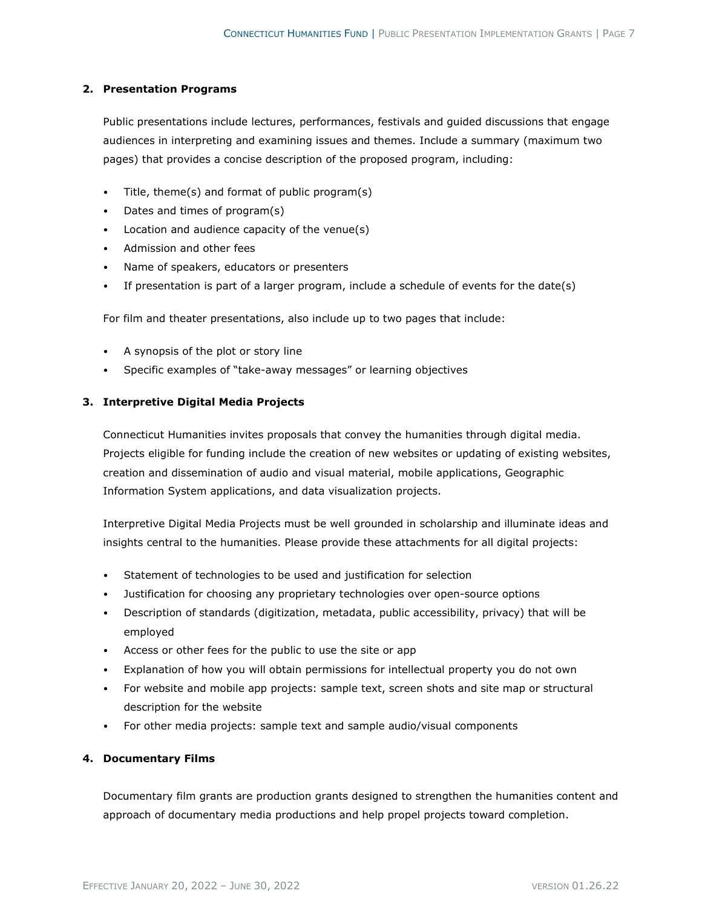**2. Presentation Programs**

Public presentations include lectures, performances, festivals and guided discussions that engage audiences in interpreting and examining issues and themes. Include a summary (maximum two pages) that provides a concise description of the proposed program, including:

- Title, theme(s) and format of public program(s)
- Dates and times of program(s)
- Location and audience capacity of the venue(s)
- Admission and other fees
- Name of speakers, educators or presenters
- If presentation is part of a larger program, include a schedule of events for the date(s)

For film and theater presentations, also include up to two pages that include:

- A synopsis of the plot or story line
- Specific examples of "take-away messages" or learning objectives

**3. Interpretive Digital Media Projects**

Connecticut Humanities invites proposals that convey the humanities through digital media. Projects eligible for funding include the creation of new websites or updating of existing websites, creation and dissemination of audio and visual material, mobile applications, Geographic Information System applications, and data visualization projects.

Interpretive Digital Media Projects must be well grounded in scholarship and illuminate ideas and insights central to the humanities. Please provide these attachments for all digital projects:

- Statement of technologies to be used and justification for selection
- Justification for choosing any proprietary technologies over open-source options
- Description of standards (digitization, metadata, public accessibility, privacy) that will be employed
- Access or other fees for the public to use the site or app
- Explanation of how you will obtain permissions for intellectual property you do not own
- For website and mobile app projects: sample text, screen shots and site map or structural description for the website
- For other media projects: sample text and sample audio/visual components

**4. Documentary Films**

Documentary film grants are production grants designed to strengthen the humanities content and approach of documentary media productions and help propel projects toward completion.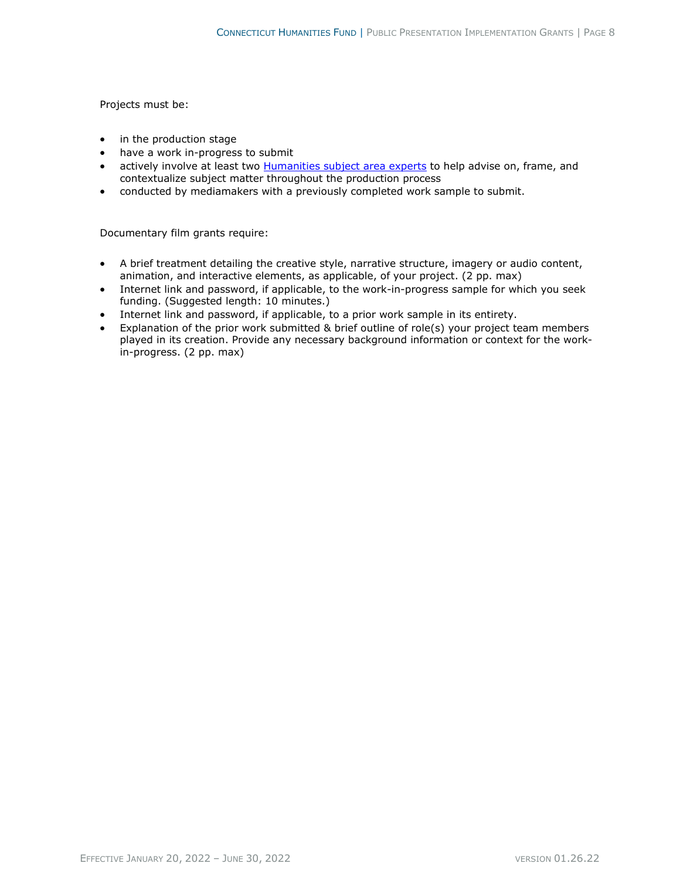Projects must be:

- in the production stage
- have a work in-progress to submit
- actively involve at least two [Humanities subject area experts]() to help advise on, frame, and contextualize subject matter throughout the production process
- conducted by mediamakers with a previously completed work sample to submit.

Documentary film grants require:

- A brief treatment detailing the creative style, narrative structure, imagery or audio content, animation, and interactive elements, as applicable, of your project. (2 pp. max)
- Internet link and password, if applicable, to the work-in-progress sample for which you seek funding. (Suggested length: 10 minutes.)
- Internet link and password, if applicable, to a prior work sample in its entirety.
- Explanation of the prior work submitted & brief outline of role(s) your project team members played in its creation. Provide any necessary background information or context for the work-in-progress. (2 pp. max)